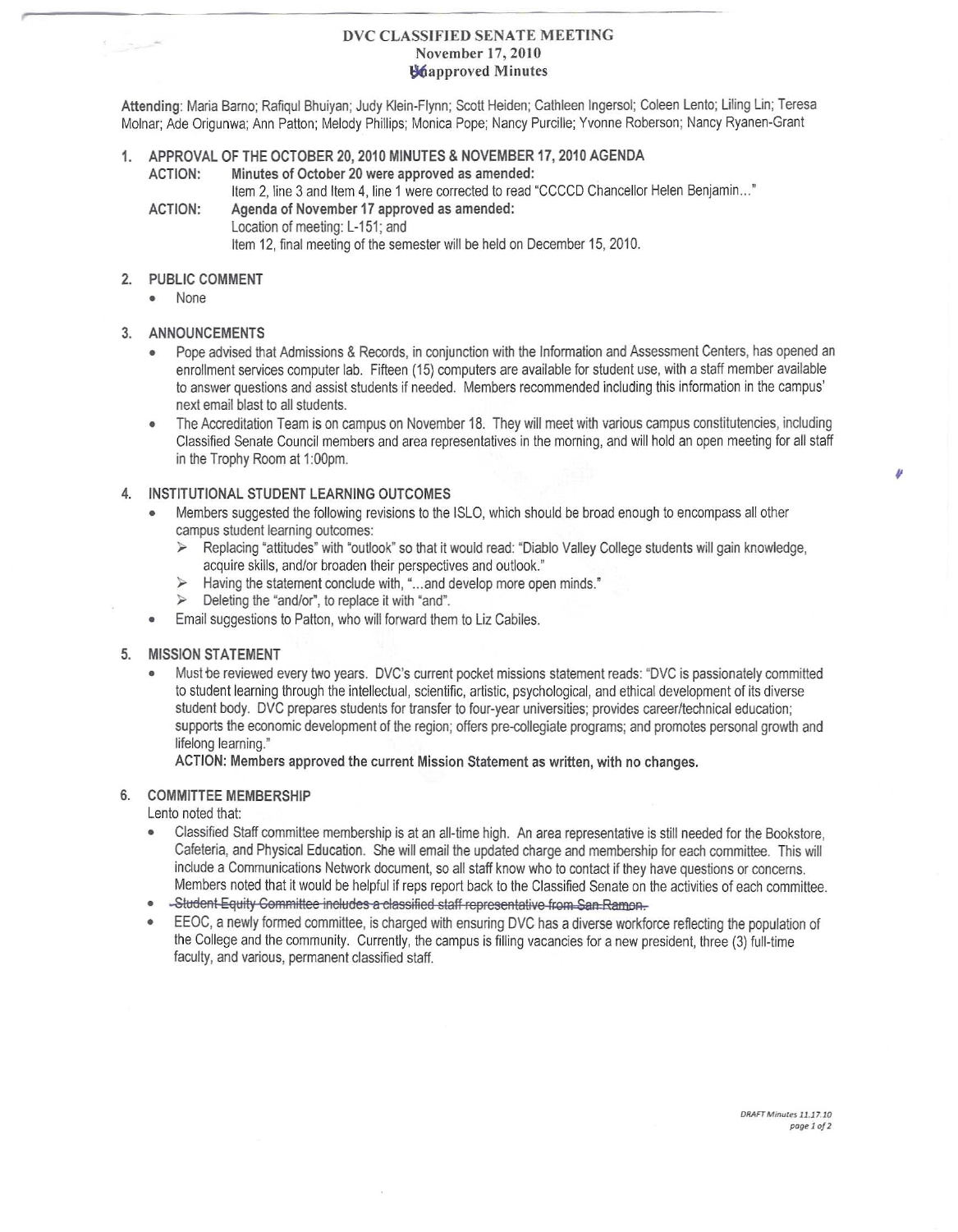# DVC CLASSIFIED SENATE MEETING
## November 17, 2010
## Unapproved Minutes

**Attending**: Maria Barno; Rafiqul Bhuiyan; Judy Klein-Flynn; Scott Heiden; Cathleen Ingersol; Coleen Lento; Liling Lin; Teresa Molnar; Ade Origunwa; Ann Patton; Melody Phillips; Monica Pope; Nancy Purcille; Yvonne Roberson; Nancy Ryanen-Grant

1. **APPROVAL OF THE OCTOBER 20, 2010 MINUTES & NOVEMBER 17, 2010 AGENDA**

   **ACTION: Minutes of October 20 were approved as amended:**
   Item 2, line 3 and Item 4, line 1 were corrected to read "CCCCD Chancellor Helen Benjamin…"

   **ACTION: Agenda of November 17 approved as amended:**
   Location of meeting: L-151; and
   Item 12, final meeting of the semester will be held on December 15, 2010.

2. **PUBLIC COMMENT**
   - None

3. **ANNOUNCEMENTS**
   - Pope advised that Admissions & Records, in conjunction with the Information and Assessment Centers, has opened an enrollment services computer lab. Fifteen (15) computers are available for student use, with a staff member available to answer questions and assist students if needed. Members recommended including this information in the campus' next email blast to all students.
   - The Accreditation Team is on campus on November 18. They will meet with various campus constituencies, including Classified Senate Council members and area representatives in the morning, and will hold an open meeting for all staff in the Trophy Room at 1:00pm.

4. **INSTITUTIONAL STUDENT LEARNING OUTCOMES**
   - Members suggested the following revisions to the ISLO, which should be broad enough to encompass all other campus student learning outcomes:
     - Replacing "attitudes" with "outlook" so that it would read: "Diablo Valley College students will gain knowledge, acquire skills, and/or broaden their perspectives and outlook."
     - Having the statement conclude with, "…and develop more open minds."
     - Deleting the "and/or", to replace it with "and".
   - Email suggestions to Patton, who will forward them to Liz Cabiles.

5. **MISSION STATEMENT**
   - Must be reviewed every two years. DVC's current pocket missions statement reads: "DVC is passionately committed to student learning through the intellectual, scientific, artistic, psychological, and ethical development of its diverse student body. DVC prepares students for transfer to four-year universities; provides career/technical education; supports the economic development of the region; offers pre-collegiate programs; and promotes personal growth and lifelong learning."

     **ACTION: Members approved the current Mission Statement as written, with no changes.**

6. **COMMITTEE MEMBERSHIP**

   Lento noted that:
   - Classified Staff committee membership is at an all-time high. An area representative is still needed for the Bookstore, Cafeteria, and Physical Education. She will email the updated charge and membership for each committee. This will include a Communications Network document, so all staff know who to contact if they have questions or concerns. Members noted that it would be helpful if reps report back to the Classified Senate on the activities of each committee.
   - ~~Student Equity Committee includes a classified staff representative from San Ramon.~~
   - EEOC, a newly formed committee, is charged with ensuring DVC has a diverse workforce reflecting the population of the College and the community. Currently, the campus is filling vacancies for a new president, three (3) full-time faculty, and various, permanent classified staff.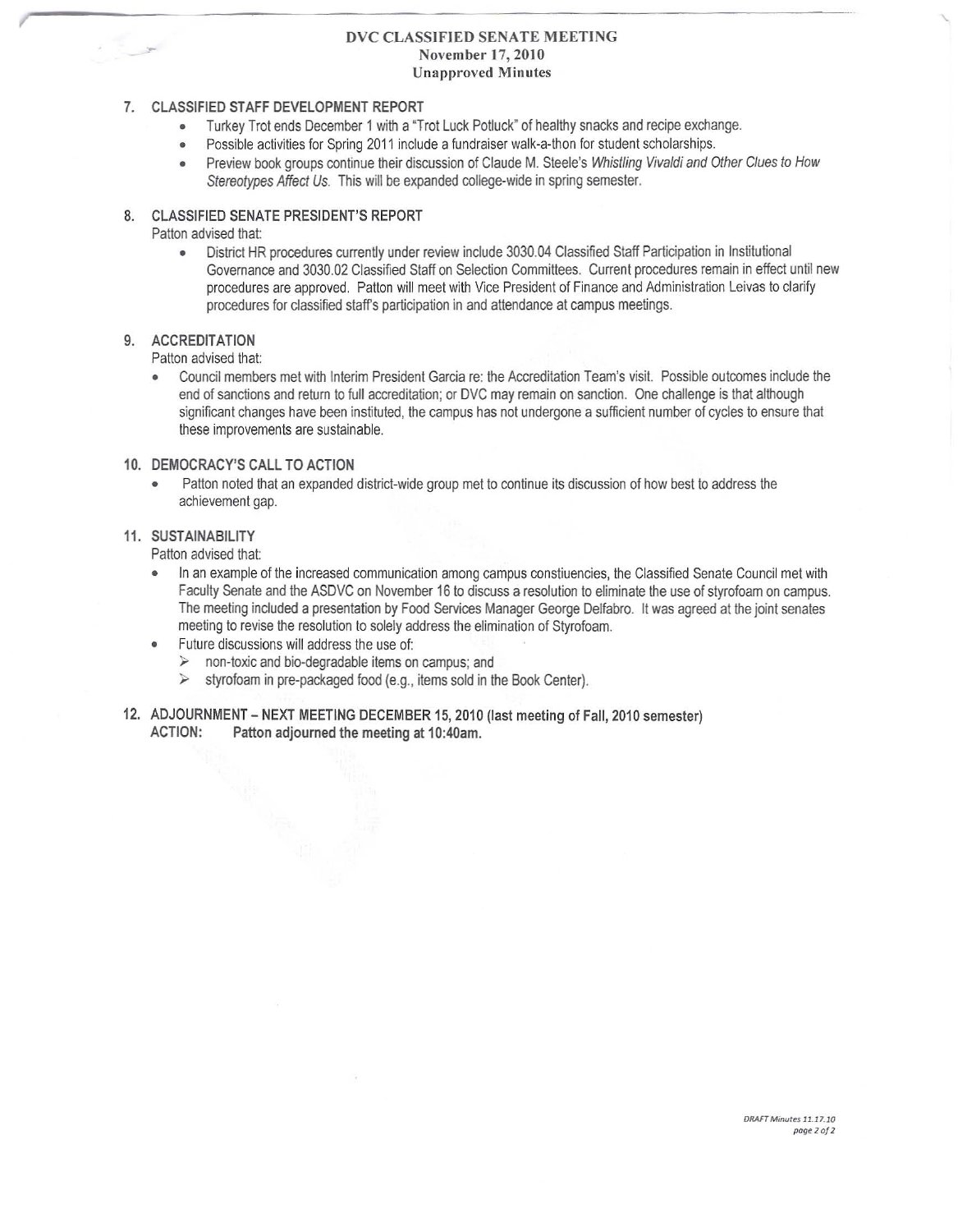**DVC CLASSIFIED SENATE MEETING**
**November 17, 2010**
**Unapproved Minutes**

7. **CLASSIFIED STAFF DEVELOPMENT REPORT**
   - Turkey Trot ends December 1 with a "Trot Luck Potluck" of healthy snacks and recipe exchange.
   - Possible activities for Spring 2011 include a fundraiser walk-a-thon for student scholarships.
   - Preview book groups continue their discussion of Claude M. Steele's *Whistling Vivaldi and Other Clues to How Stereotypes Affect Us*. This will be expanded college-wide in spring semester.

8. **CLASSIFIED SENATE PRESIDENT'S REPORT**

   Patton advised that:
   - District HR procedures currently under review include 3030.04 Classified Staff Participation in Institutional Governance and 3030.02 Classified Staff on Selection Committees. Current procedures remain in effect until new procedures are approved. Patton will meet with Vice President of Finance and Administration Leivas to clarify procedures for classified staff's participation in and attendance at campus meetings.

9. **ACCREDITATION**

   Patton advised that:
   - Council members met with Interim President Garcia re: the Accreditation Team's visit. Possible outcomes include the end of sanctions and return to full accreditation; or DVC may remain on sanction. One challenge is that although significant changes have been instituted, the campus has not undergone a sufficient number of cycles to ensure that these improvements are sustainable.

10. **DEMOCRACY'S CALL TO ACTION**
    - Patton noted that an expanded district-wide group met to continue its discussion of how best to address the achievement gap.

11. **SUSTAINABILITY**

    Patton advised that:
    - In an example of the increased communication among campus constiuencies, the Classified Senate Council met with Faculty Senate and the ASDVC on November 16 to discuss a resolution to eliminate the use of styrofoam on campus. The meeting included a presentation by Food Services Manager George Delfabro. It was agreed at the joint senates meeting to revise the resolution to solely address the elimination of Styrofoam.
    - Future discussions will address the use of:
      - non-toxic and bio-degradable items on campus; and
      - styrofoam in pre-packaged food (e.g., items sold in the Book Center).

12. **ADJOURNMENT – NEXT MEETING DECEMBER 15, 2010 (last meeting of Fall, 2010 semester)**

    **ACTION: Patton adjourned the meeting at 10:40am.**

*DRAFT Minutes 11.17.10*